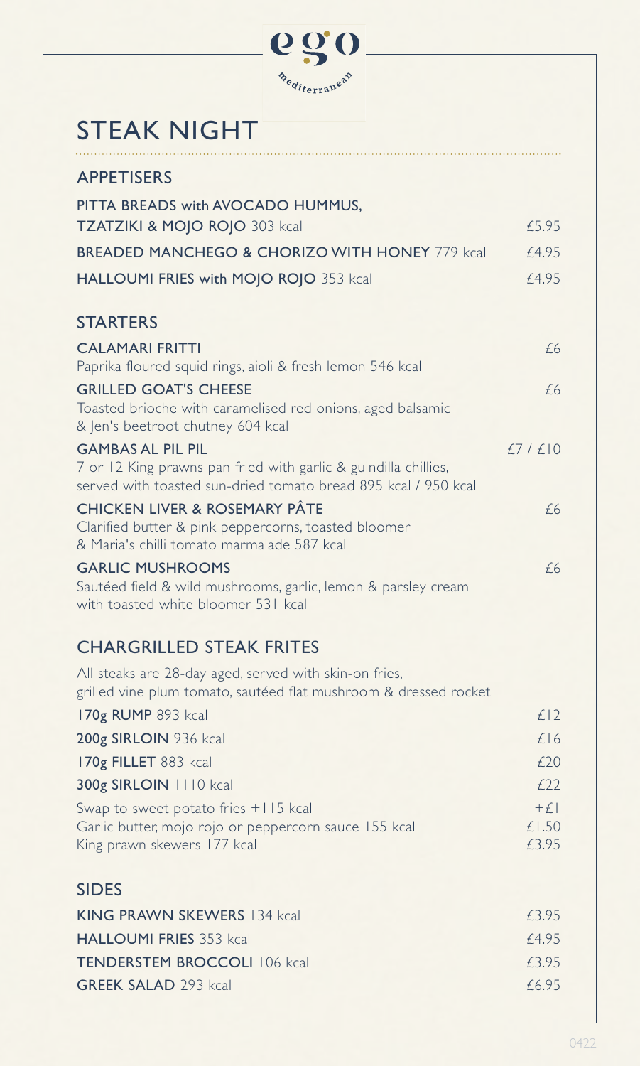ego
mediterranean

# STEAK NIGHT

## APPETISERS

**PITTA BREADS with AVOCADO HUMMUS, TZATZIKI & MOJO ROJO** 303 kcal — £5.95

**BREADED MANCHEGO & CHORIZO WITH HONEY** 779 kcal — £4.95

**HALLOUMI FRIES with MOJO ROJO** 353 kcal — £4.95

## STARTERS

**CALAMARI FRITTI** — £6
Paprika floured squid rings, aioli & fresh lemon 546 kcal

**GRILLED GOAT'S CHEESE** — £6
Toasted brioche with caramelised red onions, aged balsamic & Jen's beetroot chutney 604 kcal

**GAMBAS AL PIL PIL** — £7 / £10
7 or 12 King prawns pan fried with garlic & guindilla chillies, served with toasted sun-dried tomato bread 895 kcal / 950 kcal

**CHICKEN LIVER & ROSEMARY PÂTE** — £6
Clarified butter & pink peppercorns, toasted bloomer & Maria's chilli tomato marmalade 587 kcal

**GARLIC MUSHROOMS** — £6
Sautéed field & wild mushrooms, garlic, lemon & parsley cream with toasted white bloomer 531 kcal

## CHARGRILLED STEAK FRITES

All steaks are 28-day aged, served with skin-on fries, grilled vine plum tomato, sautéed flat mushroom & dressed rocket

**170g RUMP** 893 kcal — £12

**200g SIRLOIN** 936 kcal — £16

**170g FILLET** 883 kcal — £20

**300g SIRLOIN** 1110 kcal — £22

Swap to sweet potato fries +115 kcal — +£1
Garlic butter, mojo rojo or peppercorn sauce 155 kcal — £1.50
King prawn skewers 177 kcal — £3.95

## SIDES

**KING PRAWN SKEWERS** 134 kcal — £3.95

**HALLOUMI FRIES** 353 kcal — £4.95

**TENDERSTEM BROCCOLI** 106 kcal — £3.95

**GREEK SALAD** 293 kcal — £6.95

0422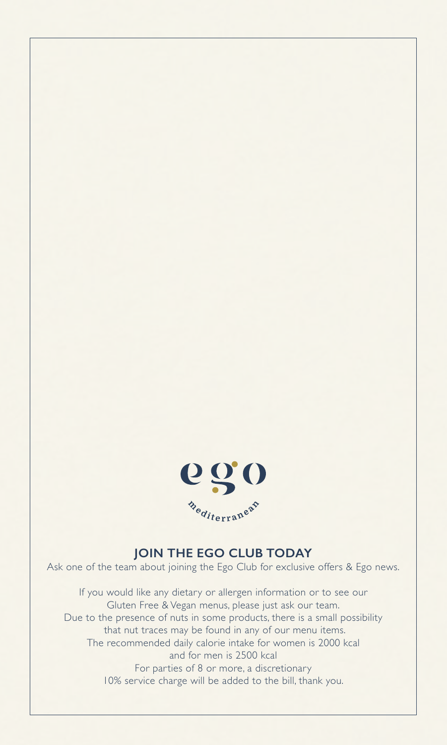ego

mediterranean

## JOIN THE EGO CLUB TODAY

Ask one of the team about joining the Ego Club for exclusive offers & Ego news.

If you would like any dietary or allergen information or to see our Gluten Free & Vegan menus, please just ask our team.
Due to the presence of nuts in some products, there is a small possibility that nut traces may be found in any of our menu items.
The recommended daily calorie intake for women is 2000 kcal and for men is 2500 kcal
For parties of 8 or more, a discretionary 10% service charge will be added to the bill, thank you.